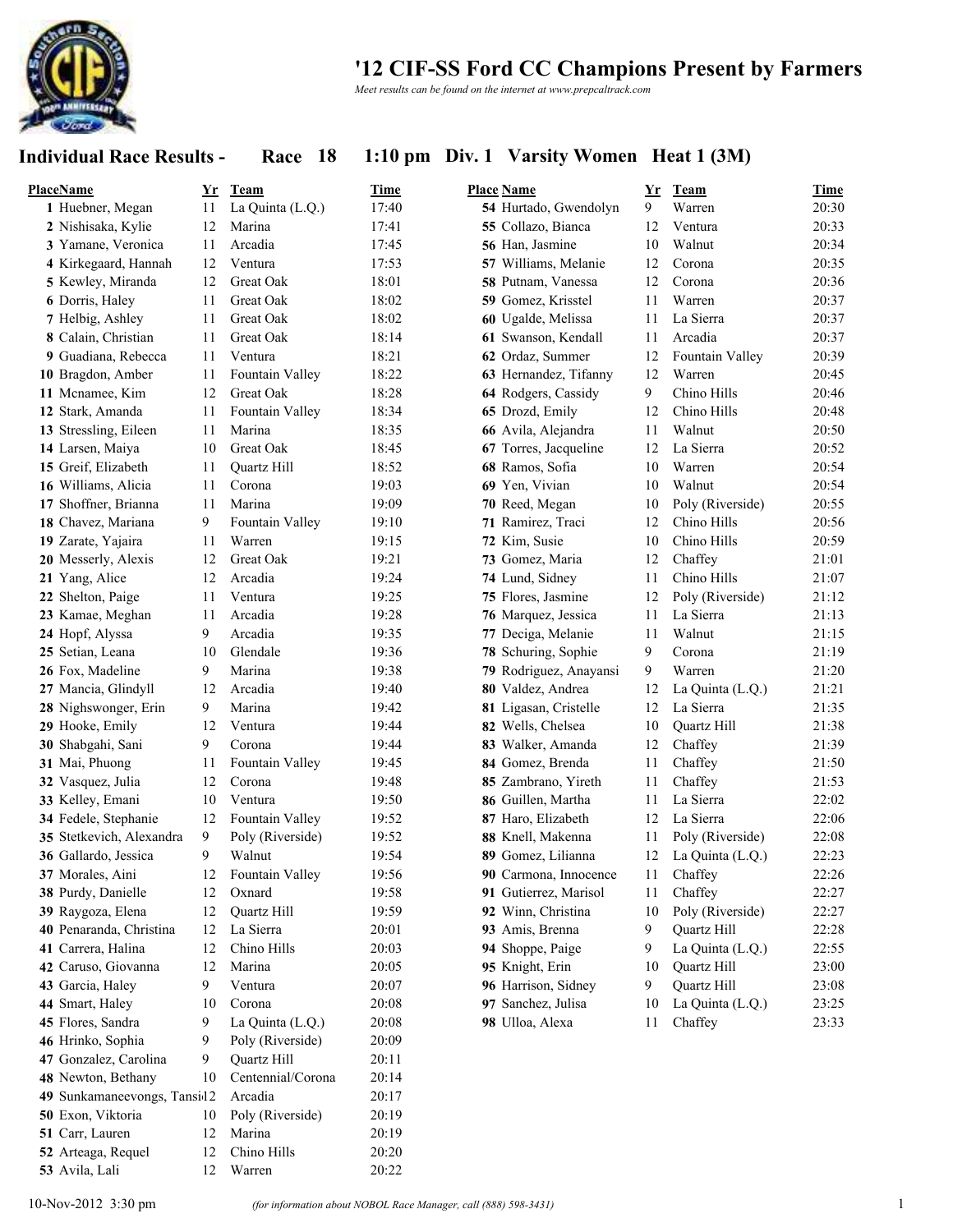# '12 CIF-SS Ford CC Champions Present by Farmers

*Meet results can be found on the internet at www.prepcaltrack.com*

## Individual Race Results - Race 18 1:10 pm Div. 1 Varsity Women Heat 1 (3M)

| Place | Name | Yr | Team | Time |
|---|---|---|---|---|
| 1 | Huebner, Megan | 11 | La Quinta (L.Q.) | 17:40 |
| 2 | Nishisaka, Kylie | 12 | Marina | 17:41 |
| 3 | Yamane, Veronica | 11 | Arcadia | 17:45 |
| 4 | Kirkegaard, Hannah | 12 | Ventura | 17:53 |
| 5 | Kewley, Miranda | 12 | Great Oak | 18:01 |
| 6 | Dorris, Haley | 11 | Great Oak | 18:02 |
| 7 | Helbig, Ashley | 11 | Great Oak | 18:02 |
| 8 | Calain, Christian | 11 | Great Oak | 18:14 |
| 9 | Guadiana, Rebecca | 11 | Ventura | 18:21 |
| 10 | Bragdon, Amber | 11 | Fountain Valley | 18:22 |
| 11 | Mcnamee, Kim | 12 | Great Oak | 18:28 |
| 12 | Stark, Amanda | 11 | Fountain Valley | 18:34 |
| 13 | Stressling, Eileen | 11 | Marina | 18:35 |
| 14 | Larsen, Maiya | 10 | Great Oak | 18:45 |
| 15 | Greif, Elizabeth | 11 | Quartz Hill | 18:52 |
| 16 | Williams, Alicia | 11 | Corona | 19:03 |
| 17 | Shoffner, Brianna | 11 | Marina | 19:09 |
| 18 | Chavez, Mariana | 9 | Fountain Valley | 19:10 |
| 19 | Zarate, Yajaira | 11 | Warren | 19:15 |
| 20 | Messerly, Alexis | 12 | Great Oak | 19:21 |
| 21 | Yang, Alice | 12 | Arcadia | 19:24 |
| 22 | Shelton, Paige | 11 | Ventura | 19:25 |
| 23 | Kamae, Meghan | 11 | Arcadia | 19:28 |
| 24 | Hopf, Alyssa | 9 | Arcadia | 19:35 |
| 25 | Setian, Leana | 10 | Glendale | 19:36 |
| 26 | Fox, Madeline | 9 | Marina | 19:38 |
| 27 | Mancia, Glindyll | 12 | Arcadia | 19:40 |
| 28 | Nighswonger, Erin | 9 | Marina | 19:42 |
| 29 | Hooke, Emily | 12 | Ventura | 19:44 |
| 30 | Shabgahi, Sani | 9 | Corona | 19:44 |
| 31 | Mai, Phuong | 11 | Fountain Valley | 19:45 |
| 32 | Vasquez, Julia | 12 | Corona | 19:48 |
| 33 | Kelley, Emani | 10 | Ventura | 19:50 |
| 34 | Fedele, Stephanie | 12 | Fountain Valley | 19:52 |
| 35 | Stetkevich, Alexandra | 9 | Poly (Riverside) | 19:52 |
| 36 | Gallardo, Jessica | 9 | Walnut | 19:54 |
| 37 | Morales, Aini | 12 | Fountain Valley | 19:56 |
| 38 | Purdy, Danielle | 12 | Oxnard | 19:58 |
| 39 | Raygoza, Elena | 12 | Quartz Hill | 19:59 |
| 40 | Penaranda, Christina | 12 | La Sierra | 20:01 |
| 41 | Carrera, Halina | 12 | Chino Hills | 20:03 |
| 42 | Caruso, Giovanna | 12 | Marina | 20:05 |
| 43 | Garcia, Haley | 9 | Ventura | 20:07 |
| 44 | Smart, Haley | 10 | Corona | 20:08 |
| 45 | Flores, Sandra | 9 | La Quinta (L.Q.) | 20:08 |
| 46 | Hrinko, Sophia | 9 | Poly (Riverside) | 20:09 |
| 47 | Gonzalez, Carolina | 9 | Quartz Hill | 20:11 |
| 48 | Newton, Bethany | 10 | Centennial/Corona | 20:14 |
| 49 | Sunkamaneevongs, Tansi | 12 | Arcadia | 20:17 |
| 50 | Exon, Viktoria | 10 | Poly (Riverside) | 20:19 |
| 51 | Carr, Lauren | 12 | Marina | 20:19 |
| 52 | Arteaga, Requel | 12 | Chino Hills | 20:20 |
| 53 | Avila, Lali | 12 | Warren | 20:22 |
| 54 | Hurtado, Gwendolyn | 9 | Warren | 20:30 |
| 55 | Collazo, Bianca | 12 | Ventura | 20:33 |
| 56 | Han, Jasmine | 10 | Walnut | 20:34 |
| 57 | Williams, Melanie | 12 | Corona | 20:35 |
| 58 | Putnam, Vanessa | 12 | Corona | 20:36 |
| 59 | Gomez, Krisstel | 11 | Warren | 20:37 |
| 60 | Ugalde, Melissa | 11 | La Sierra | 20:37 |
| 61 | Swanson, Kendall | 11 | Arcadia | 20:37 |
| 62 | Ordaz, Summer | 12 | Fountain Valley | 20:39 |
| 63 | Hernandez, Tifanny | 12 | Warren | 20:45 |
| 64 | Rodgers, Cassidy | 9 | Chino Hills | 20:46 |
| 65 | Drozd, Emily | 12 | Chino Hills | 20:48 |
| 66 | Avila, Alejandra | 11 | Walnut | 20:50 |
| 67 | Torres, Jacqueline | 12 | La Sierra | 20:52 |
| 68 | Ramos, Sofia | 10 | Warren | 20:54 |
| 69 | Yen, Vivian | 10 | Walnut | 20:54 |
| 70 | Reed, Megan | 10 | Poly (Riverside) | 20:55 |
| 71 | Ramirez, Traci | 12 | Chino Hills | 20:56 |
| 72 | Kim, Susie | 10 | Chino Hills | 20:59 |
| 73 | Gomez, Maria | 12 | Chaffey | 21:01 |
| 74 | Lund, Sidney | 11 | Chino Hills | 21:07 |
| 75 | Flores, Jasmine | 12 | Poly (Riverside) | 21:12 |
| 76 | Marquez, Jessica | 11 | La Sierra | 21:13 |
| 77 | Deciga, Melanie | 11 | Walnut | 21:15 |
| 78 | Schuring, Sophie | 9 | Corona | 21:19 |
| 79 | Rodriguez, Anayansi | 9 | Warren | 21:20 |
| 80 | Valdez, Andrea | 12 | La Quinta (L.Q.) | 21:21 |
| 81 | Ligasan, Cristelle | 12 | La Sierra | 21:35 |
| 82 | Wells, Chelsea | 10 | Quartz Hill | 21:38 |
| 83 | Walker, Amanda | 12 | Chaffey | 21:39 |
| 84 | Gomez, Brenda | 11 | Chaffey | 21:50 |
| 85 | Zambrano, Yireth | 11 | Chaffey | 21:53 |
| 86 | Guillen, Martha | 11 | La Sierra | 22:02 |
| 87 | Haro, Elizabeth | 12 | La Sierra | 22:06 |
| 88 | Knell, Makenna | 11 | Poly (Riverside) | 22:08 |
| 89 | Gomez, Lilianna | 12 | La Quinta (L.Q.) | 22:23 |
| 90 | Carmona, Innocence | 11 | Chaffey | 22:26 |
| 91 | Gutierrez, Marisol | 11 | Chaffey | 22:27 |
| 92 | Winn, Christina | 10 | Poly (Riverside) | 22:27 |
| 93 | Amis, Brenna | 9 | Quartz Hill | 22:28 |
| 94 | Shoppe, Paige | 9 | La Quinta (L.Q.) | 22:55 |
| 95 | Knight, Erin | 10 | Quartz Hill | 23:00 |
| 96 | Harrison, Sidney | 9 | Quartz Hill | 23:08 |
| 97 | Sanchez, Julisa | 10 | La Quinta (L.Q.) | 23:25 |
| 98 | Ulloa, Alexa | 11 | Chaffey | 23:33 |

10-Nov-2012 3:30 pm *(for information about NOBOL Race Manager, call (888) 598-3431)*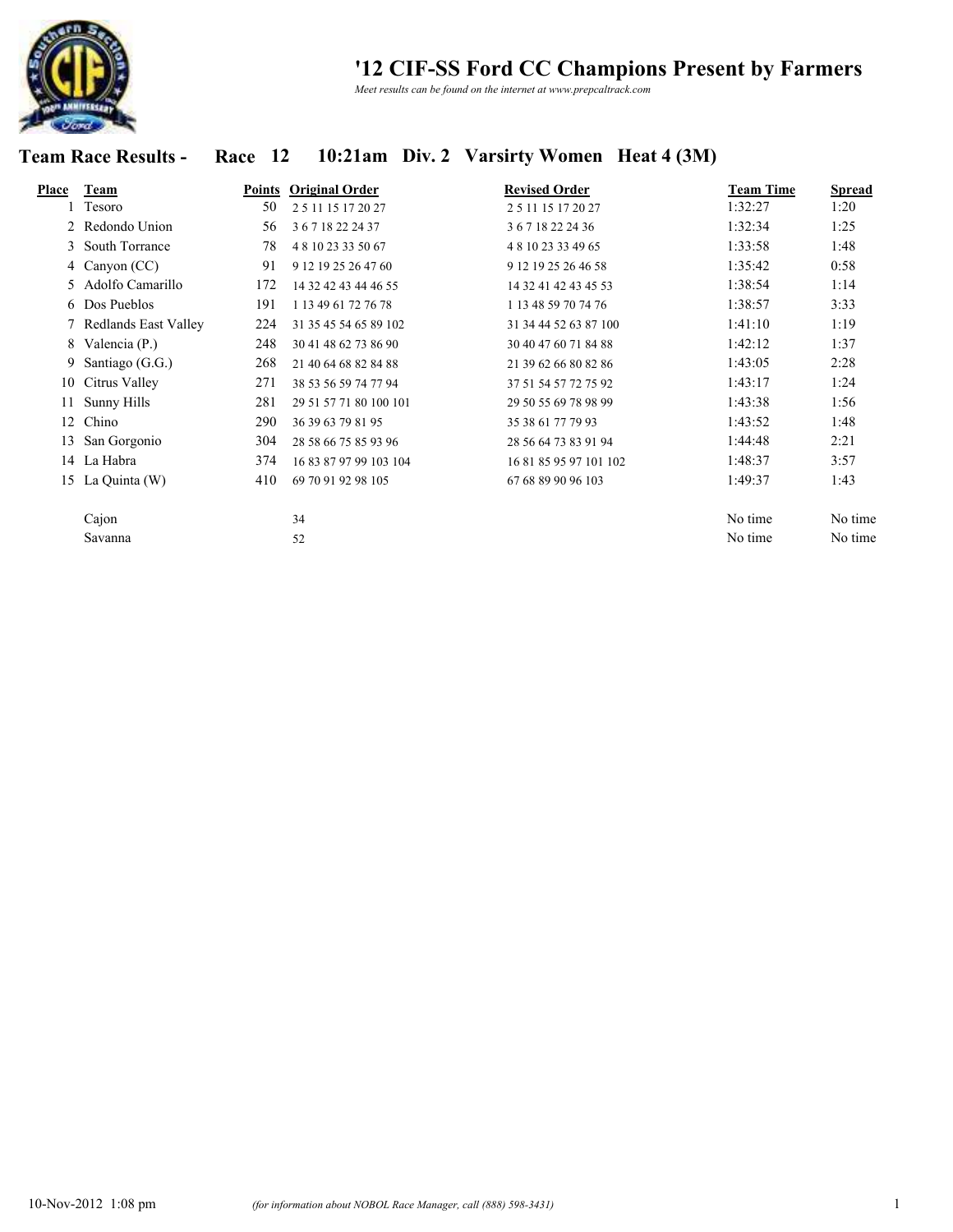# '12 CIF-SS Ford CC Champions Present by Farmers

*Meet results can be found on the internet at www.prepcaltrack.com*

## Team Race Results - Race 12 10:21am Div. 2 Varsirty Women Heat 4 (3M)

| Place | Team | Points | Original Order | Revised Order | Team Time | Spread |
|---|---|---|---|---|---|---|
| 1 | Tesoro | 50 | 2 5 11 15 17 20 27 | 2 5 11 15 17 20 27 | 1:32:27 | 1:20 |
| 2 | Redondo Union | 56 | 3 6 7 18 22 24 37 | 3 6 7 18 22 24 36 | 1:32:34 | 1:25 |
| 3 | South Torrance | 78 | 4 8 10 23 33 50 67 | 4 8 10 23 33 49 65 | 1:33:58 | 1:48 |
| 4 | Canyon (CC) | 91 | 9 12 19 25 26 47 60 | 9 12 19 25 26 46 58 | 1:35:42 | 0:58 |
| 5 | Adolfo Camarillo | 172 | 14 32 42 43 44 46 55 | 14 32 41 42 43 45 53 | 1:38:54 | 1:14 |
| 6 | Dos Pueblos | 191 | 1 13 49 61 72 76 78 | 1 13 48 59 70 74 76 | 1:38:57 | 3:33 |
| 7 | Redlands East Valley | 224 | 31 35 45 54 65 89 102 | 31 34 44 52 63 87 100 | 1:41:10 | 1:19 |
| 8 | Valencia (P.) | 248 | 30 41 48 62 73 86 90 | 30 40 47 60 71 84 88 | 1:42:12 | 1:37 |
| 9 | Santiago (G.G.) | 268 | 21 40 64 68 82 84 88 | 21 39 62 66 80 82 86 | 1:43:05 | 2:28 |
| 10 | Citrus Valley | 271 | 38 53 56 59 74 77 94 | 37 51 54 57 72 75 92 | 1:43:17 | 1:24 |
| 11 | Sunny Hills | 281 | 29 51 57 71 80 100 101 | 29 50 55 69 78 98 99 | 1:43:38 | 1:56 |
| 12 | Chino | 290 | 36 39 63 79 81 95 | 35 38 61 77 79 93 | 1:43:52 | 1:48 |
| 13 | San Gorgonio | 304 | 28 58 66 75 85 93 96 | 28 56 64 73 83 91 94 | 1:44:48 | 2:21 |
| 14 | La Habra | 374 | 16 83 87 97 99 103 104 | 16 81 85 95 97 101 102 | 1:48:37 | 3:57 |
| 15 | La Quinta (W) | 410 | 69 70 91 92 98 105 | 67 68 89 90 96 103 | 1:49:37 | 1:43 |
| | Cajon | | 34 | | No time | No time |
| | Savanna | | 52 | | No time | No time |

10-Nov-2012 1:08 pm *(for information about NOBOL Race Manager, call (888) 598-3431)*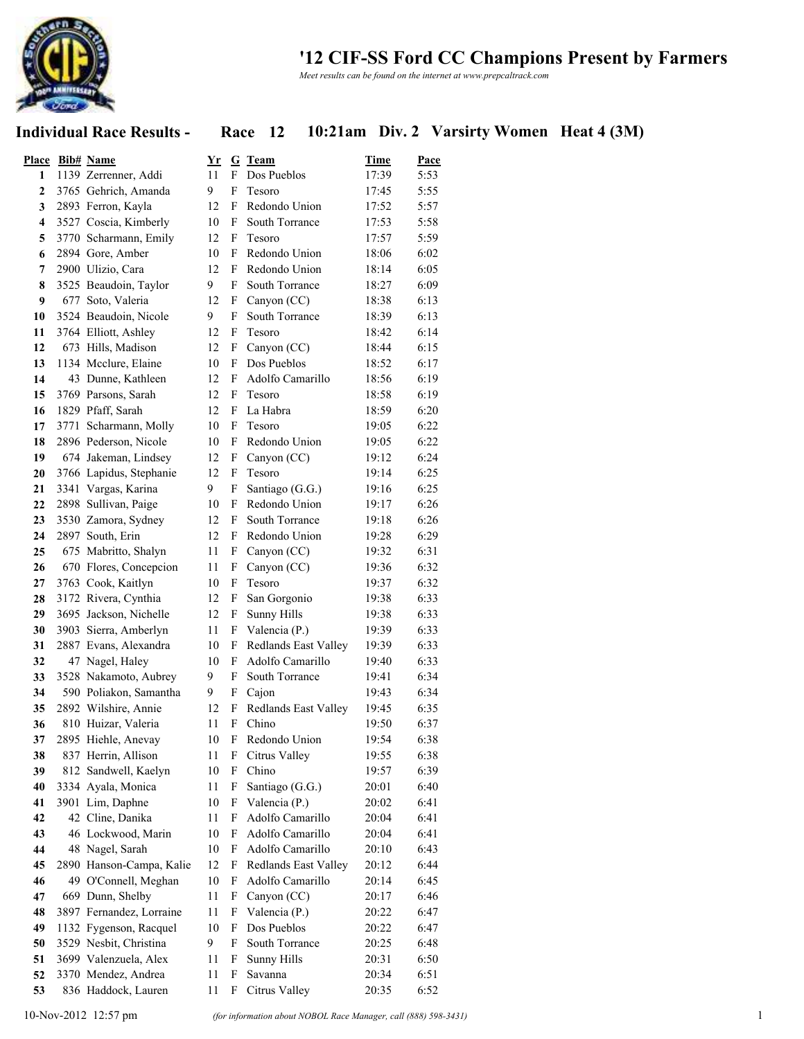# '12 CIF-SS Ford CC Champions Present by Farmers

*Meet results can be found on the internet at www.prepcaltrack.com*

## Individual Race Results - Race 12 10:21am Div. 2 Varsirty Women Heat 4 (3M)

| Place | Bib# | Name | Yr | G | Team | Time | Pace |
|---|---|---|---|---|---|---|---|
| 1 | 1139 | Zerrenner, Addi | 11 | F | Dos Pueblos | 17:39 | 5:53 |
| 2 | 3765 | Gehrich, Amanda | 9 | F | Tesoro | 17:45 | 5:55 |
| 3 | 2893 | Ferron, Kayla | 12 | F | Redondo Union | 17:52 | 5:57 |
| 4 | 3527 | Coscia, Kimberly | 10 | F | South Torrance | 17:53 | 5:58 |
| 5 | 3770 | Scharmann, Emily | 12 | F | Tesoro | 17:57 | 5:59 |
| 6 | 2894 | Gore, Amber | 10 | F | Redondo Union | 18:06 | 6:02 |
| 7 | 2900 | Ulizio, Cara | 12 | F | Redondo Union | 18:14 | 6:05 |
| 8 | 3525 | Beaudoin, Taylor | 9 | F | South Torrance | 18:27 | 6:09 |
| 9 | 677 | Soto, Valeria | 12 | F | Canyon (CC) | 18:38 | 6:13 |
| 10 | 3524 | Beaudoin, Nicole | 9 | F | South Torrance | 18:39 | 6:13 |
| 11 | 3764 | Elliott, Ashley | 12 | F | Tesoro | 18:42 | 6:14 |
| 12 | 673 | Hills, Madison | 12 | F | Canyon (CC) | 18:44 | 6:15 |
| 13 | 1134 | Mcclure, Elaine | 10 | F | Dos Pueblos | 18:52 | 6:17 |
| 14 | 43 | Dunne, Kathleen | 12 | F | Adolfo Camarillo | 18:56 | 6:19 |
| 15 | 3769 | Parsons, Sarah | 12 | F | Tesoro | 18:58 | 6:19 |
| 16 | 1829 | Pfaff, Sarah | 12 | F | La Habra | 18:59 | 6:20 |
| 17 | 3771 | Scharmann, Molly | 10 | F | Tesoro | 19:05 | 6:22 |
| 18 | 2896 | Pederson, Nicole | 10 | F | Redondo Union | 19:05 | 6:22 |
| 19 | 674 | Jakeman, Lindsey | 12 | F | Canyon (CC) | 19:12 | 6:24 |
| 20 | 3766 | Lapidus, Stephanie | 12 | F | Tesoro | 19:14 | 6:25 |
| 21 | 3341 | Vargas, Karina | 9 | F | Santiago (G.G.) | 19:16 | 6:25 |
| 22 | 2898 | Sullivan, Paige | 10 | F | Redondo Union | 19:17 | 6:26 |
| 23 | 3530 | Zamora, Sydney | 12 | F | South Torrance | 19:18 | 6:26 |
| 24 | 2897 | South, Erin | 12 | F | Redondo Union | 19:28 | 6:29 |
| 25 | 675 | Mabritto, Shalyn | 11 | F | Canyon (CC) | 19:32 | 6:31 |
| 26 | 670 | Flores, Concepcion | 11 | F | Canyon (CC) | 19:36 | 6:32 |
| 27 | 3763 | Cook, Kaitlyn | 10 | F | Tesoro | 19:37 | 6:32 |
| 28 | 3172 | Rivera, Cynthia | 12 | F | San Gorgonio | 19:38 | 6:33 |
| 29 | 3695 | Jackson, Nichelle | 12 | F | Sunny Hills | 19:38 | 6:33 |
| 30 | 3903 | Sierra, Amberlyn | 11 | F | Valencia (P.) | 19:39 | 6:33 |
| 31 | 2887 | Evans, Alexandra | 10 | F | Redlands East Valley | 19:39 | 6:33 |
| 32 | 47 | Nagel, Haley | 10 | F | Adolfo Camarillo | 19:40 | 6:33 |
| 33 | 3528 | Nakamoto, Aubrey | 9 | F | South Torrance | 19:41 | 6:34 |
| 34 | 590 | Poliakon, Samantha | 9 | F | Cajon | 19:43 | 6:34 |
| 35 | 2892 | Wilshire, Annie | 12 | F | Redlands East Valley | 19:45 | 6:35 |
| 36 | 810 | Huizar, Valeria | 11 | F | Chino | 19:50 | 6:37 |
| 37 | 2895 | Hiehle, Anevay | 10 | F | Redondo Union | 19:54 | 6:38 |
| 38 | 837 | Herrin, Allison | 11 | F | Citrus Valley | 19:55 | 6:38 |
| 39 | 812 | Sandwell, Kaelyn | 10 | F | Chino | 19:57 | 6:39 |
| 40 | 3334 | Ayala, Monica | 11 | F | Santiago (G.G.) | 20:01 | 6:40 |
| 41 | 3901 | Lim, Daphne | 10 | F | Valencia (P.) | 20:02 | 6:41 |
| 42 | 42 | Cline, Danika | 11 | F | Adolfo Camarillo | 20:04 | 6:41 |
| 43 | 46 | Lockwood, Marin | 10 | F | Adolfo Camarillo | 20:04 | 6:41 |
| 44 | 48 | Nagel, Sarah | 10 | F | Adolfo Camarillo | 20:10 | 6:43 |
| 45 | 2890 | Hanson-Campa, Kalie | 12 | F | Redlands East Valley | 20:12 | 6:44 |
| 46 | 49 | O'Connell, Meghan | 10 | F | Adolfo Camarillo | 20:14 | 6:45 |
| 47 | 669 | Dunn, Shelby | 11 | F | Canyon (CC) | 20:17 | 6:46 |
| 48 | 3897 | Fernandez, Lorraine | 11 | F | Valencia (P.) | 20:22 | 6:47 |
| 49 | 1132 | Fygenson, Racquel | 10 | F | Dos Pueblos | 20:22 | 6:47 |
| 50 | 3529 | Nesbit, Christina | 9 | F | South Torrance | 20:25 | 6:48 |
| 51 | 3699 | Valenzuela, Alex | 11 | F | Sunny Hills | 20:31 | 6:50 |
| 52 | 3370 | Mendez, Andrea | 11 | F | Savanna | 20:34 | 6:51 |
| 53 | 836 | Haddock, Lauren | 11 | F | Citrus Valley | 20:35 | 6:52 |

10-Nov-2012 12:57 pm *(for information about NOBOL Race Manager, call (888) 598-3431)*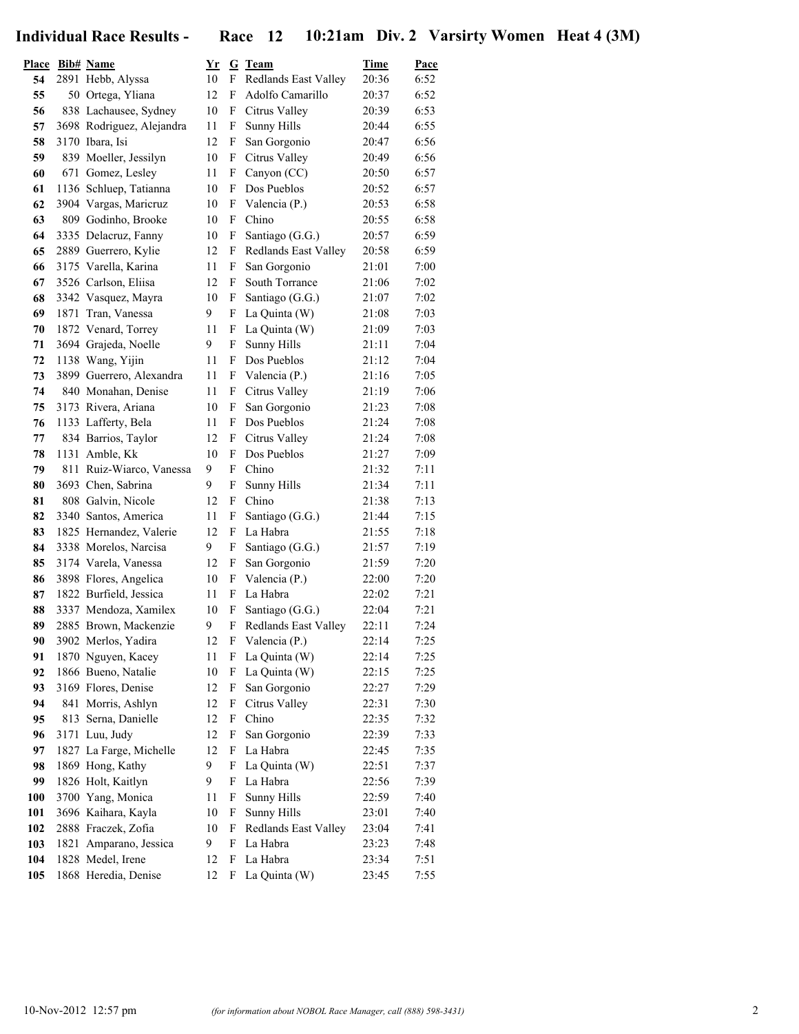# Individual Race Results - Race 12 10:21am Div. 2 Varsirty Women Heat 4 (3M)

| Place | Bib# | Name | Yr | G | Team | Time | Pace |
|---|---|---|---|---|---|---|---|
| 54 | 2891 | Hebb, Alyssa | 10 | F | Redlands East Valley | 20:36 | 6:52 |
| 55 | 50 | Ortega, Yliana | 12 | F | Adolfo Camarillo | 20:37 | 6:52 |
| 56 | 838 | Lachausee, Sydney | 10 | F | Citrus Valley | 20:39 | 6:53 |
| 57 | 3698 | Rodriguez, Alejandra | 11 | F | Sunny Hills | 20:44 | 6:55 |
| 58 | 3170 | Ibara, Isi | 12 | F | San Gorgonio | 20:47 | 6:56 |
| 59 | 839 | Moeller, Jessilyn | 10 | F | Citrus Valley | 20:49 | 6:56 |
| 60 | 671 | Gomez, Lesley | 11 | F | Canyon (CC) | 20:50 | 6:57 |
| 61 | 1136 | Schluep, Tatianna | 10 | F | Dos Pueblos | 20:52 | 6:57 |
| 62 | 3904 | Vargas, Maricruz | 10 | F | Valencia (P.) | 20:53 | 6:58 |
| 63 | 809 | Godinho, Brooke | 10 | F | Chino | 20:55 | 6:58 |
| 64 | 3335 | Delacruz, Fanny | 10 | F | Santiago (G.G.) | 20:57 | 6:59 |
| 65 | 2889 | Guerrero, Kylie | 12 | F | Redlands East Valley | 20:58 | 6:59 |
| 66 | 3175 | Varella, Karina | 11 | F | San Gorgonio | 21:01 | 7:00 |
| 67 | 3526 | Carlson, Eliisa | 12 | F | South Torrance | 21:06 | 7:02 |
| 68 | 3342 | Vasquez, Mayra | 10 | F | Santiago (G.G.) | 21:07 | 7:02 |
| 69 | 1871 | Tran, Vanessa | 9 | F | La Quinta (W) | 21:08 | 7:03 |
| 70 | 1872 | Venard, Torrey | 11 | F | La Quinta (W) | 21:09 | 7:03 |
| 71 | 3694 | Grajeda, Noelle | 9 | F | Sunny Hills | 21:11 | 7:04 |
| 72 | 1138 | Wang, Yijin | 11 | F | Dos Pueblos | 21:12 | 7:04 |
| 73 | 3899 | Guerrero, Alexandra | 11 | F | Valencia (P.) | 21:16 | 7:05 |
| 74 | 840 | Monahan, Denise | 11 | F | Citrus Valley | 21:19 | 7:06 |
| 75 | 3173 | Rivera, Ariana | 10 | F | San Gorgonio | 21:23 | 7:08 |
| 76 | 1133 | Lafferty, Bela | 11 | F | Dos Pueblos | 21:24 | 7:08 |
| 77 | 834 | Barrios, Taylor | 12 | F | Citrus Valley | 21:24 | 7:08 |
| 78 | 1131 | Amble, Kk | 10 | F | Dos Pueblos | 21:27 | 7:09 |
| 79 | 811 | Ruiz-Wiarco, Vanessa | 9 | F | Chino | 21:32 | 7:11 |
| 80 | 3693 | Chen, Sabrina | 9 | F | Sunny Hills | 21:34 | 7:11 |
| 81 | 808 | Galvin, Nicole | 12 | F | Chino | 21:38 | 7:13 |
| 82 | 3340 | Santos, America | 11 | F | Santiago (G.G.) | 21:44 | 7:15 |
| 83 | 1825 | Hernandez, Valerie | 12 | F | La Habra | 21:55 | 7:18 |
| 84 | 3338 | Morelos, Narcisa | 9 | F | Santiago (G.G.) | 21:57 | 7:19 |
| 85 | 3174 | Varela, Vanessa | 12 | F | San Gorgonio | 21:59 | 7:20 |
| 86 | 3898 | Flores, Angelica | 10 | F | Valencia (P.) | 22:00 | 7:20 |
| 87 | 1822 | Burfield, Jessica | 11 | F | La Habra | 22:02 | 7:21 |
| 88 | 3337 | Mendoza, Xamilex | 10 | F | Santiago (G.G.) | 22:04 | 7:21 |
| 89 | 2885 | Brown, Mackenzie | 9 | F | Redlands East Valley | 22:11 | 7:24 |
| 90 | 3902 | Merlos, Yadira | 12 | F | Valencia (P.) | 22:14 | 7:25 |
| 91 | 1870 | Nguyen, Kacey | 11 | F | La Quinta (W) | 22:14 | 7:25 |
| 92 | 1866 | Bueno, Natalie | 10 | F | La Quinta (W) | 22:15 | 7:25 |
| 93 | 3169 | Flores, Denise | 12 | F | San Gorgonio | 22:27 | 7:29 |
| 94 | 841 | Morris, Ashlyn | 12 | F | Citrus Valley | 22:31 | 7:30 |
| 95 | 813 | Serna, Danielle | 12 | F | Chino | 22:35 | 7:32 |
| 96 | 3171 | Luu, Judy | 12 | F | San Gorgonio | 22:39 | 7:33 |
| 97 | 1827 | La Farge, Michelle | 12 | F | La Habra | 22:45 | 7:35 |
| 98 | 1869 | Hong, Kathy | 9 | F | La Quinta (W) | 22:51 | 7:37 |
| 99 | 1826 | Holt, Kaitlyn | 9 | F | La Habra | 22:56 | 7:39 |
| 100 | 3700 | Yang, Monica | 11 | F | Sunny Hills | 22:59 | 7:40 |
| 101 | 3696 | Kaihara, Kayla | 10 | F | Sunny Hills | 23:01 | 7:40 |
| 102 | 2888 | Fraczek, Zofia | 10 | F | Redlands East Valley | 23:04 | 7:41 |
| 103 | 1821 | Amparano, Jessica | 9 | F | La Habra | 23:23 | 7:48 |
| 104 | 1828 | Medel, Irene | 12 | F | La Habra | 23:34 | 7:51 |
| 105 | 1868 | Heredia, Denise | 12 | F | La Quinta (W) | 23:45 | 7:55 |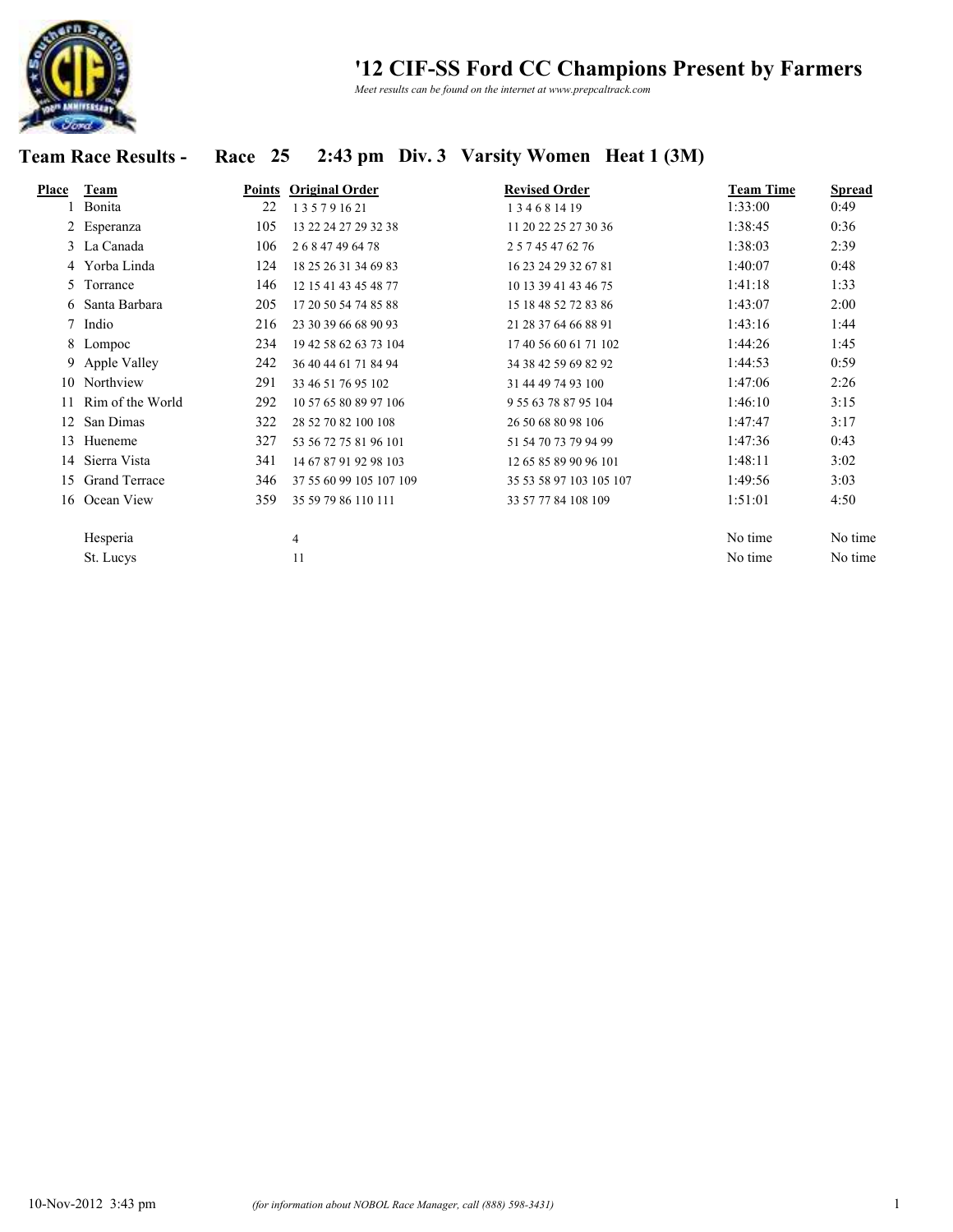# '12 CIF-SS Ford CC Champions Present by Farmers

*Meet results can be found on the internet at www.prepcaltrack.com*

## Team Race Results - Race 25 2:43 pm Div. 3 Varsity Women Heat 1 (3M)

| Place | Team | Points | Original Order | Revised Order | Team Time | Spread |
|---|---|---|---|---|---|---|
| 1 | Bonita | 22 | 1 3 5 7 9 16 21 | 1 3 4 6 8 14 19 | 1:33:00 | 0:49 |
| 2 | Esperanza | 105 | 13 22 24 27 29 32 38 | 11 20 22 25 27 30 36 | 1:38:45 | 0:36 |
| 3 | La Canada | 106 | 2 6 8 47 49 64 78 | 2 5 7 45 47 62 76 | 1:38:03 | 2:39 |
| 4 | Yorba Linda | 124 | 18 25 26 31 34 69 83 | 16 23 24 29 32 67 81 | 1:40:07 | 0:48 |
| 5 | Torrance | 146 | 12 15 41 43 45 48 77 | 10 13 39 41 43 46 75 | 1:41:18 | 1:33 |
| 6 | Santa Barbara | 205 | 17 20 50 54 74 85 88 | 15 18 48 52 72 83 86 | 1:43:07 | 2:00 |
| 7 | Indio | 216 | 23 30 39 66 68 90 93 | 21 28 37 64 66 88 91 | 1:43:16 | 1:44 |
| 8 | Lompoc | 234 | 19 42 58 62 63 73 104 | 17 40 56 60 61 71 102 | 1:44:26 | 1:45 |
| 9 | Apple Valley | 242 | 36 40 44 61 71 84 94 | 34 38 42 59 69 82 92 | 1:44:53 | 0:59 |
| 10 | Northview | 291 | 33 46 51 76 95 102 | 31 44 49 74 93 100 | 1:47:06 | 2:26 |
| 11 | Rim of the World | 292 | 10 57 65 80 89 97 106 | 9 55 63 78 87 95 104 | 1:46:10 | 3:15 |
| 12 | San Dimas | 322 | 28 52 70 82 100 108 | 26 50 68 80 98 106 | 1:47:47 | 3:17 |
| 13 | Hueneme | 327 | 53 56 72 75 81 96 101 | 51 54 70 73 79 94 99 | 1:47:36 | 0:43 |
| 14 | Sierra Vista | 341 | 14 67 87 91 92 98 103 | 12 65 85 89 90 96 101 | 1:48:11 | 3:02 |
| 15 | Grand Terrace | 346 | 37 55 60 99 105 107 109 | 35 53 58 97 103 105 107 | 1:49:56 | 3:03 |
| 16 | Ocean View | 359 | 35 59 79 86 110 111 | 33 57 77 84 108 109 | 1:51:01 | 4:50 |
| | Hesperia | | 4 | | No time | No time |
| | St. Lucys | | 11 | | No time | No time |

10-Nov-2012 3:43 pm *(for information about NOBOL Race Manager, call (888) 598-3431)*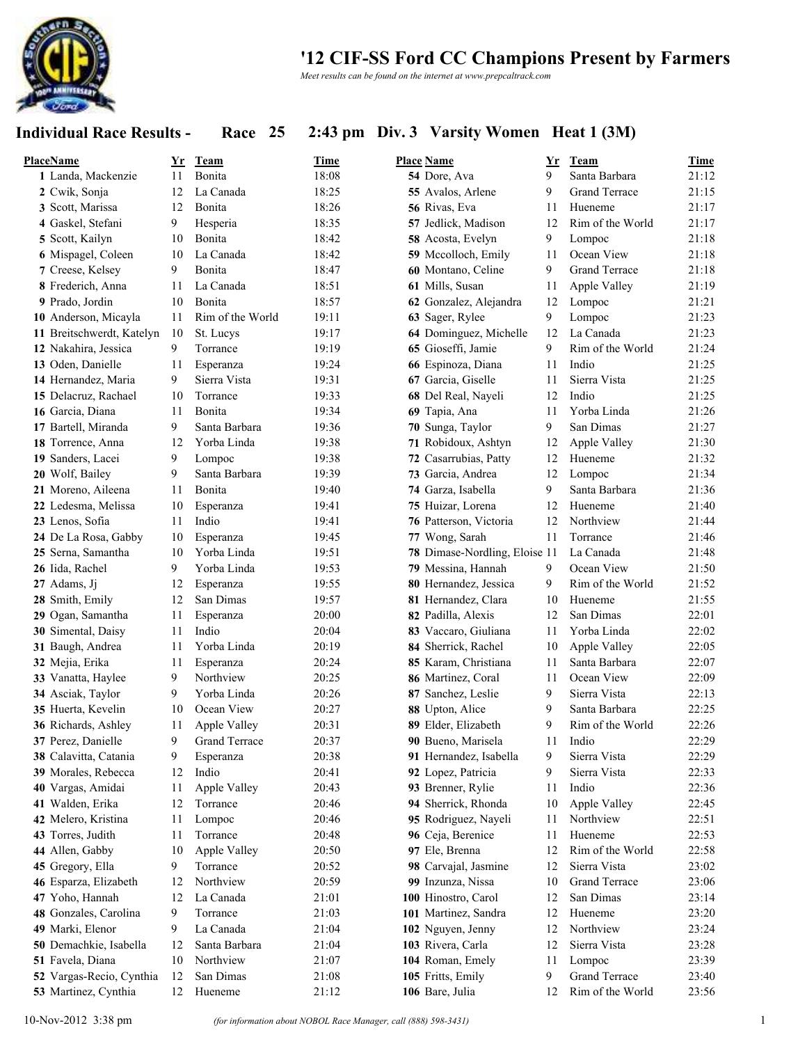# '12 CIF-SS Ford CC Champions Present by Farmers

*Meet results can be found on the internet at www.prepcaltrack.com*

## Individual Race Results - Race 25 2:43 pm Div. 3 Varsity Women Heat 1 (3M)

| Place | Name | Yr | Team | Time |
|---|---|---|---|---|
| 1 | Landa, Mackenzie | 11 | Bonita | 18:08 |
| 2 | Cwik, Sonja | 12 | La Canada | 18:25 |
| 3 | Scott, Marissa | 12 | Bonita | 18:26 |
| 4 | Gaskel, Stefani | 9 | Hesperia | 18:35 |
| 5 | Scott, Kailyn | 10 | Bonita | 18:42 |
| 6 | Mispagel, Coleen | 10 | La Canada | 18:42 |
| 7 | Creese, Kelsey | 9 | Bonita | 18:47 |
| 8 | Frederich, Anna | 11 | La Canada | 18:51 |
| 9 | Prado, Jordin | 10 | Bonita | 18:57 |
| 10 | Anderson, Micayla | 11 | Rim of the World | 19:11 |
| 11 | Breitschwerdt, Katelyn | 10 | St. Lucys | 19:17 |
| 12 | Nakahira, Jessica | 9 | Torrance | 19:19 |
| 13 | Oden, Danielle | 11 | Esperanza | 19:24 |
| 14 | Hernandez, Maria | 9 | Sierra Vista | 19:31 |
| 15 | Delacruz, Rachael | 10 | Torrance | 19:33 |
| 16 | Garcia, Diana | 11 | Bonita | 19:34 |
| 17 | Bartell, Miranda | 9 | Santa Barbara | 19:36 |
| 18 | Torrence, Anna | 12 | Yorba Linda | 19:38 |
| 19 | Sanders, Lacei | 9 | Lompoc | 19:38 |
| 20 | Wolf, Bailey | 9 | Santa Barbara | 19:39 |
| 21 | Moreno, Aileena | 11 | Bonita | 19:40 |
| 22 | Ledesma, Melissa | 10 | Esperanza | 19:41 |
| 23 | Lenos, Sofia | 11 | Indio | 19:41 |
| 24 | De La Rosa, Gabby | 10 | Esperanza | 19:45 |
| 25 | Serna, Samantha | 10 | Yorba Linda | 19:51 |
| 26 | Iida, Rachel | 9 | Yorba Linda | 19:53 |
| 27 | Adams, Jj | 12 | Esperanza | 19:55 |
| 28 | Smith, Emily | 12 | San Dimas | 19:57 |
| 29 | Ogan, Samantha | 11 | Esperanza | 20:00 |
| 30 | Simental, Daisy | 11 | Indio | 20:04 |
| 31 | Baugh, Andrea | 11 | Yorba Linda | 20:19 |
| 32 | Mejia, Erika | 11 | Esperanza | 20:24 |
| 33 | Vanatta, Haylee | 9 | Northview | 20:25 |
| 34 | Asciak, Taylor | 9 | Yorba Linda | 20:26 |
| 35 | Huerta, Kevelin | 10 | Ocean View | 20:27 |
| 36 | Richards, Ashley | 11 | Apple Valley | 20:31 |
| 37 | Perez, Danielle | 9 | Grand Terrace | 20:37 |
| 38 | Calavitta, Catania | 9 | Esperanza | 20:38 |
| 39 | Morales, Rebecca | 12 | Indio | 20:41 |
| 40 | Vargas, Amidai | 11 | Apple Valley | 20:43 |
| 41 | Walden, Erika | 12 | Torrance | 20:46 |
| 42 | Melero, Kristina | 11 | Lompoc | 20:46 |
| 43 | Torres, Judith | 11 | Torrance | 20:48 |
| 44 | Allen, Gabby | 10 | Apple Valley | 20:50 |
| 45 | Gregory, Ella | 9 | Torrance | 20:52 |
| 46 | Esparza, Elizabeth | 12 | Northview | 20:59 |
| 47 | Yoho, Hannah | 12 | La Canada | 21:01 |
| 48 | Gonzales, Carolina | 9 | Torrance | 21:03 |
| 49 | Marki, Elenor | 9 | La Canada | 21:04 |
| 50 | Demachkie, Isabella | 12 | Santa Barbara | 21:04 |
| 51 | Favela, Diana | 10 | Northview | 21:07 |
| 52 | Vargas-Recio, Cynthia | 12 | San Dimas | 21:08 |
| 53 | Martinez, Cynthia | 12 | Hueneme | 21:12 |
| 54 | Dore, Ava | 9 | Santa Barbara | 21:12 |
| 55 | Avalos, Arlene | 9 | Grand Terrace | 21:15 |
| 56 | Rivas, Eva | 11 | Hueneme | 21:17 |
| 57 | Jedlick, Madison | 12 | Rim of the World | 21:17 |
| 58 | Acosta, Evelyn | 9 | Lompoc | 21:18 |
| 59 | Mccolloch, Emily | 11 | Ocean View | 21:18 |
| 60 | Montano, Celine | 9 | Grand Terrace | 21:18 |
| 61 | Mills, Susan | 11 | Apple Valley | 21:19 |
| 62 | Gonzalez, Alejandra | 12 | Lompoc | 21:21 |
| 63 | Sager, Rylee | 9 | Lompoc | 21:23 |
| 64 | Dominguez, Michelle | 12 | La Canada | 21:23 |
| 65 | Gioseffi, Jamie | 9 | Rim of the World | 21:24 |
| 66 | Espinoza, Diana | 11 | Indio | 21:25 |
| 67 | Garcia, Giselle | 11 | Sierra Vista | 21:25 |
| 68 | Del Real, Nayeli | 12 | Indio | 21:25 |
| 69 | Tapia, Ana | 11 | Yorba Linda | 21:26 |
| 70 | Sunga, Taylor | 9 | San Dimas | 21:27 |
| 71 | Robidoux, Ashtyn | 12 | Apple Valley | 21:30 |
| 72 | Casarrubias, Patty | 12 | Hueneme | 21:32 |
| 73 | Garcia, Andrea | 12 | Lompoc | 21:34 |
| 74 | Garza, Isabella | 9 | Santa Barbara | 21:36 |
| 75 | Huizar, Lorena | 12 | Hueneme | 21:40 |
| 76 | Patterson, Victoria | 12 | Northview | 21:44 |
| 77 | Wong, Sarah | 11 | Torrance | 21:46 |
| 78 | Dimase-Nordling, Eloise | 11 | La Canada | 21:48 |
| 79 | Messina, Hannah | 9 | Ocean View | 21:50 |
| 80 | Hernandez, Jessica | 9 | Rim of the World | 21:52 |
| 81 | Hernandez, Clara | 10 | Hueneme | 21:55 |
| 82 | Padilla, Alexis | 12 | San Dimas | 22:01 |
| 83 | Vaccaro, Giuliana | 11 | Yorba Linda | 22:02 |
| 84 | Sherrick, Rachel | 10 | Apple Valley | 22:05 |
| 85 | Karam, Christiana | 11 | Santa Barbara | 22:07 |
| 86 | Martinez, Coral | 11 | Ocean View | 22:09 |
| 87 | Sanchez, Leslie | 9 | Sierra Vista | 22:13 |
| 88 | Upton, Alice | 9 | Santa Barbara | 22:25 |
| 89 | Elder, Elizabeth | 9 | Rim of the World | 22:26 |
| 90 | Bueno, Marisela | 11 | Indio | 22:29 |
| 91 | Hernandez, Isabella | 9 | Sierra Vista | 22:29 |
| 92 | Lopez, Patricia | 9 | Sierra Vista | 22:33 |
| 93 | Brenner, Rylie | 11 | Indio | 22:36 |
| 94 | Sherrick, Rhonda | 10 | Apple Valley | 22:45 |
| 95 | Rodriguez, Nayeli | 11 | Northview | 22:51 |
| 96 | Ceja, Berenice | 11 | Hueneme | 22:53 |
| 97 | Ele, Brenna | 12 | Rim of the World | 22:58 |
| 98 | Carvajal, Jasmine | 12 | Sierra Vista | 23:02 |
| 99 | Inzunza, Nissa | 10 | Grand Terrace | 23:06 |
| 100 | Hinostro, Carol | 12 | San Dimas | 23:14 |
| 101 | Martinez, Sandra | 12 | Hueneme | 23:20 |
| 102 | Nguyen, Jenny | 12 | Northview | 23:24 |
| 103 | Rivera, Carla | 12 | Sierra Vista | 23:28 |
| 104 | Roman, Emely | 11 | Lompoc | 23:39 |
| 105 | Fritts, Emily | 9 | Grand Terrace | 23:40 |
| 106 | Bare, Julia | 12 | Rim of the World | 23:56 |

10-Nov-2012 3:38 pm *(for information about NOBOL Race Manager, call (888) 598-3431)*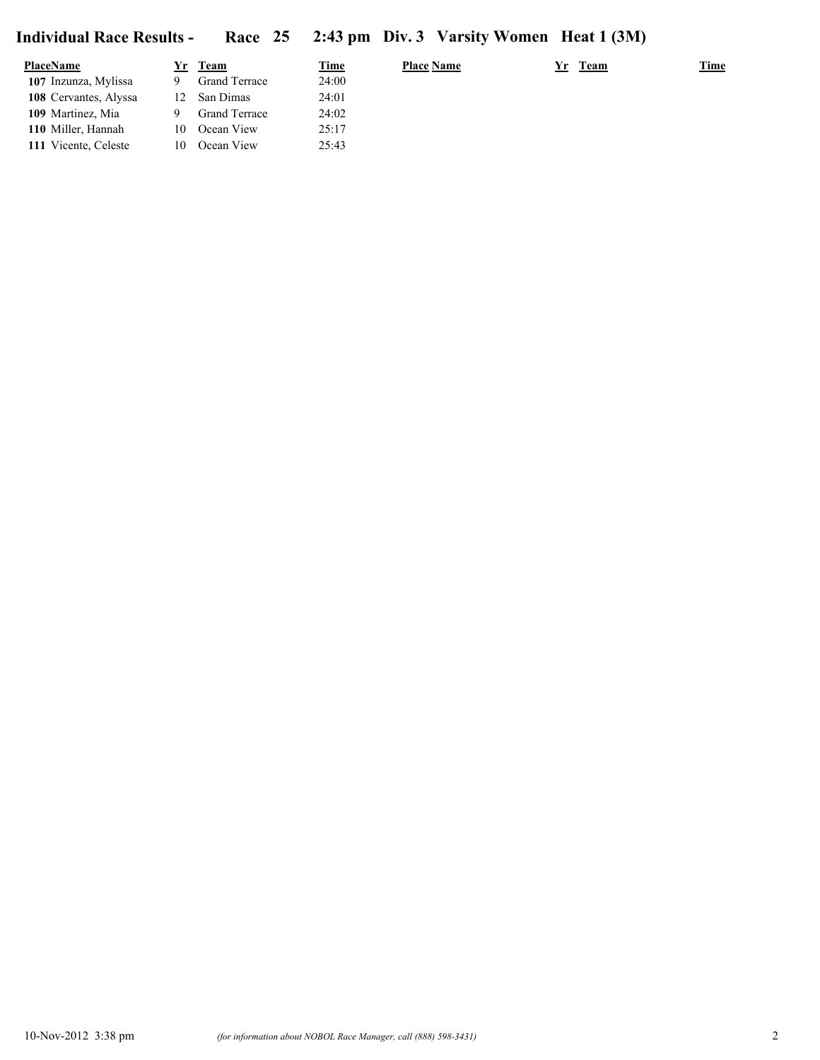# Individual Race Results - Race 25 2:43 pm Div. 3 Varsity Women Heat 1 (3M)

| Place | Name | Yr | Team | Time |
|---|---|---|---|---|
| 107 | Inzunza, Mylissa | 9 | Grand Terrace | 24:00 |
| 108 | Cervantes, Alyssa | 12 | San Dimas | 24:01 |
| 109 | Martinez, Mia | 9 | Grand Terrace | 24:02 |
| 110 | Miller, Hannah | 10 | Ocean View | 25:17 |
| 111 | Vicente, Celeste | 10 | Ocean View | 25:43 |

10-Nov-2012 3:38 pm *(for information about NOBOL Race Manager, call (888) 598-3431)*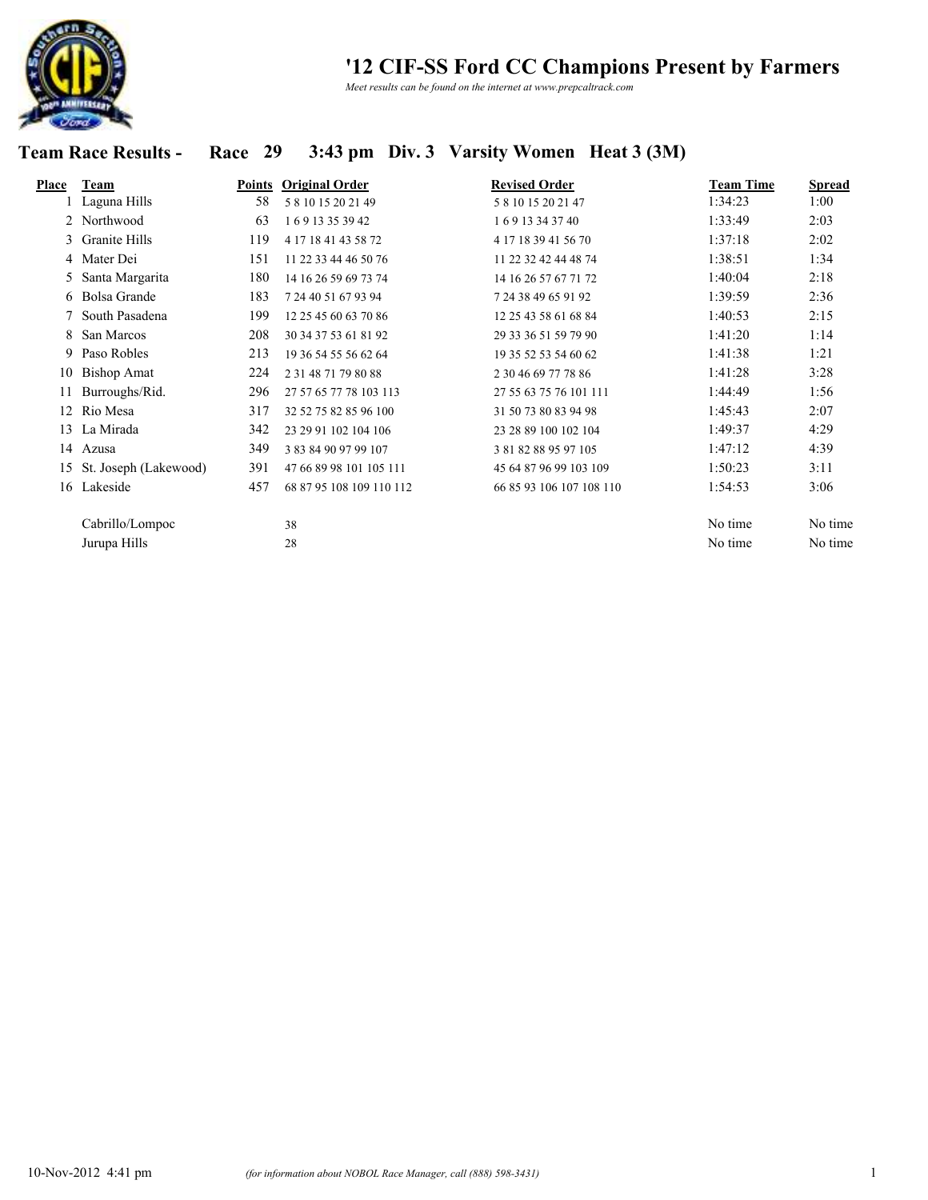# '12 CIF-SS Ford CC Champions Present by Farmers

*Meet results can be found on the internet at www.prepcaltrack.com*

## Team Race Results - Race 29 3:43 pm Div. 3 Varsity Women Heat 3 (3M)

| Place | Team | Points | Original Order | Revised Order | Team Time | Spread |
|---|---|---|---|---|---|---|
| 1 | Laguna Hills | 58 | 5 8 10 15 20 21 49 | 5 8 10 15 20 21 47 | 1:34:23 | 1:00 |
| 2 | Northwood | 63 | 1 6 9 13 35 39 42 | 1 6 9 13 34 37 40 | 1:33:49 | 2:03 |
| 3 | Granite Hills | 119 | 4 17 18 41 43 58 72 | 4 17 18 39 41 56 70 | 1:37:18 | 2:02 |
| 4 | Mater Dei | 151 | 11 22 33 44 46 50 76 | 11 22 32 42 44 48 74 | 1:38:51 | 1:34 |
| 5 | Santa Margarita | 180 | 14 16 26 59 69 73 74 | 14 16 26 57 67 71 72 | 1:40:04 | 2:18 |
| 6 | Bolsa Grande | 183 | 7 24 40 51 67 93 94 | 7 24 38 49 65 91 92 | 1:39:59 | 2:36 |
| 7 | South Pasadena | 199 | 12 25 45 60 63 70 86 | 12 25 43 58 61 68 84 | 1:40:53 | 2:15 |
| 8 | San Marcos | 208 | 30 34 37 53 61 81 92 | 29 33 36 51 59 79 90 | 1:41:20 | 1:14 |
| 9 | Paso Robles | 213 | 19 36 54 55 56 62 64 | 19 35 52 53 54 60 62 | 1:41:38 | 1:21 |
| 10 | Bishop Amat | 224 | 2 31 48 71 79 80 88 | 2 30 46 69 77 78 86 | 1:41:28 | 3:28 |
| 11 | Burroughs/Rid. | 296 | 27 57 65 77 78 103 113 | 27 55 63 75 76 101 111 | 1:44:49 | 1:56 |
| 12 | Rio Mesa | 317 | 32 52 75 82 85 96 100 | 31 50 73 80 83 94 98 | 1:45:43 | 2:07 |
| 13 | La Mirada | 342 | 23 29 91 102 104 106 | 23 28 89 100 102 104 | 1:49:37 | 4:29 |
| 14 | Azusa | 349 | 3 83 84 90 97 99 107 | 3 81 82 88 95 97 105 | 1:47:12 | 4:39 |
| 15 | St. Joseph (Lakewood) | 391 | 47 66 89 98 101 105 111 | 45 64 87 96 99 103 109 | 1:50:23 | 3:11 |
| 16 | Lakeside | 457 | 68 87 95 108 109 110 112 | 66 85 93 106 107 108 110 | 1:54:53 | 3:06 |
| | Cabrillo/Lompoc | | 38 | | No time | No time |
| | Jurupa Hills | | 28 | | No time | No time |

10-Nov-2012 4:41 pm *(for information about NOBOL Race Manager, call (888) 598-3431)*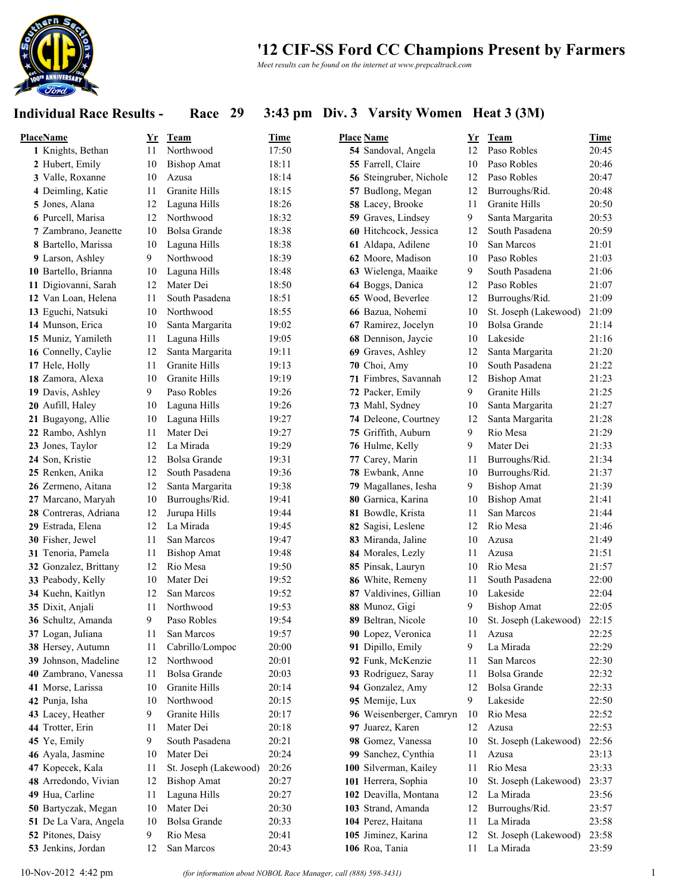# '12 CIF-SS Ford CC Champions Present by Farmers

*Meet results can be found on the internet at www.prepcaltrack.com*

## Individual Race Results - Race 29 3:43 pm Div. 3 Varsity Women Heat 3 (3M)

| Place | Name | Yr | Team | Time |
|---|---|---|---|---|
| 1 | Knights, Bethan | 11 | Northwood | 17:50 |
| 2 | Hubert, Emily | 10 | Bishop Amat | 18:11 |
| 3 | Valle, Roxanne | 10 | Azusa | 18:14 |
| 4 | Deimling, Katie | 11 | Granite Hills | 18:15 |
| 5 | Jones, Alana | 12 | Laguna Hills | 18:26 |
| 6 | Purcell, Marisa | 12 | Northwood | 18:32 |
| 7 | Zambrano, Jeanette | 10 | Bolsa Grande | 18:38 |
| 8 | Bartello, Marissa | 10 | Laguna Hills | 18:38 |
| 9 | Larson, Ashley | 9 | Northwood | 18:39 |
| 10 | Bartello, Brianna | 10 | Laguna Hills | 18:48 |
| 11 | Digiovanni, Sarah | 12 | Mater Dei | 18:50 |
| 12 | Van Loan, Helena | 11 | South Pasadena | 18:51 |
| 13 | Eguchi, Natsuki | 10 | Northwood | 18:55 |
| 14 | Munson, Erica | 10 | Santa Margarita | 19:02 |
| 15 | Muniz, Yamileth | 11 | Laguna Hills | 19:05 |
| 16 | Connelly, Caylie | 12 | Santa Margarita | 19:11 |
| 17 | Hele, Holly | 11 | Granite Hills | 19:13 |
| 18 | Zamora, Alexa | 10 | Granite Hills | 19:19 |
| 19 | Davis, Ashley | 9 | Paso Robles | 19:26 |
| 20 | Aufill, Haley | 10 | Laguna Hills | 19:26 |
| 21 | Bugayong, Allie | 10 | Laguna Hills | 19:27 |
| 22 | Rambo, Ashlyn | 11 | Mater Dei | 19:27 |
| 23 | Jones, Taylor | 12 | La Mirada | 19:29 |
| 24 | Son, Kristie | 12 | Bolsa Grande | 19:31 |
| 25 | Renken, Anika | 12 | South Pasadena | 19:36 |
| 26 | Zermeno, Aitana | 12 | Santa Margarita | 19:38 |
| 27 | Marcano, Maryah | 10 | Burroughs/Rid. | 19:41 |
| 28 | Contreras, Adriana | 12 | Jurupa Hills | 19:44 |
| 29 | Estrada, Elena | 12 | La Mirada | 19:45 |
| 30 | Fisher, Jewel | 11 | San Marcos | 19:47 |
| 31 | Tenoria, Pamela | 11 | Bishop Amat | 19:48 |
| 32 | Gonzalez, Brittany | 12 | Rio Mesa | 19:50 |
| 33 | Peabody, Kelly | 10 | Mater Dei | 19:52 |
| 34 | Kuehn, Kaitlyn | 12 | San Marcos | 19:52 |
| 35 | Dixit, Anjali | 11 | Northwood | 19:53 |
| 36 | Schultz, Amanda | 9 | Paso Robles | 19:54 |
| 37 | Logan, Juliana | 11 | San Marcos | 19:57 |
| 38 | Hersey, Autumn | 11 | Cabrillo/Lompoc | 20:00 |
| 39 | Johnson, Madeline | 12 | Northwood | 20:01 |
| 40 | Zambrano, Vanessa | 11 | Bolsa Grande | 20:03 |
| 41 | Morse, Larissa | 10 | Granite Hills | 20:14 |
| 42 | Punja, Isha | 10 | Northwood | 20:15 |
| 43 | Lacey, Heather | 9 | Granite Hills | 20:17 |
| 44 | Trotter, Erin | 11 | Mater Dei | 20:18 |
| 45 | Ye, Emily | 9 | South Pasadena | 20:21 |
| 46 | Ayala, Jasmine | 10 | Mater Dei | 20:24 |
| 47 | Kopecek, Kala | 11 | St. Joseph (Lakewood) | 20:26 |
| 48 | Arredondo, Vivian | 12 | Bishop Amat | 20:27 |
| 49 | Hua, Carline | 11 | Laguna Hills | 20:27 |
| 50 | Bartyczak, Megan | 10 | Mater Dei | 20:30 |
| 51 | De La Vara, Angela | 10 | Bolsa Grande | 20:33 |
| 52 | Pitones, Daisy | 9 | Rio Mesa | 20:41 |
| 53 | Jenkins, Jordan | 12 | San Marcos | 20:43 |
| 54 | Sandoval, Angela | 12 | Paso Robles | 20:45 |
| 55 | Farrell, Claire | 10 | Paso Robles | 20:46 |
| 56 | Steingruber, Nichole | 12 | Paso Robles | 20:47 |
| 57 | Budlong, Megan | 12 | Burroughs/Rid. | 20:48 |
| 58 | Lacey, Brooke | 11 | Granite Hills | 20:50 |
| 59 | Graves, Lindsey | 9 | Santa Margarita | 20:53 |
| 60 | Hitchcock, Jessica | 12 | South Pasadena | 20:59 |
| 61 | Aldapa, Adilene | 10 | San Marcos | 21:01 |
| 62 | Moore, Madison | 10 | Paso Robles | 21:03 |
| 63 | Wielenga, Maaike | 9 | South Pasadena | 21:06 |
| 64 | Boggs, Danica | 12 | Paso Robles | 21:07 |
| 65 | Wood, Beverlee | 12 | Burroughs/Rid. | 21:09 |
| 66 | Bazua, Nohemi | 10 | St. Joseph (Lakewood) | 21:09 |
| 67 | Ramirez, Jocelyn | 10 | Bolsa Grande | 21:14 |
| 68 | Dennison, Jaycie | 10 | Lakeside | 21:16 |
| 69 | Graves, Ashley | 12 | Santa Margarita | 21:20 |
| 70 | Choi, Amy | 10 | South Pasadena | 21:22 |
| 71 | Fimbres, Savannah | 12 | Bishop Amat | 21:23 |
| 72 | Packer, Emily | 9 | Granite Hills | 21:25 |
| 73 | Mahl, Sydney | 10 | Santa Margarita | 21:27 |
| 74 | Deleone, Courtney | 12 | Santa Margarita | 21:28 |
| 75 | Griffith, Auburn | 9 | Rio Mesa | 21:29 |
| 76 | Hulme, Kelly | 9 | Mater Dei | 21:33 |
| 77 | Carey, Marin | 11 | Burroughs/Rid. | 21:34 |
| 78 | Ewbank, Anne | 10 | Burroughs/Rid. | 21:37 |
| 79 | Magallanes, Iesha | 9 | Bishop Amat | 21:39 |
| 80 | Garnica, Karina | 10 | Bishop Amat | 21:41 |
| 81 | Bowdle, Krista | 11 | San Marcos | 21:44 |
| 82 | Sagisi, Leslene | 12 | Rio Mesa | 21:46 |
| 83 | Miranda, Jaline | 10 | Azusa | 21:49 |
| 84 | Morales, Lezly | 11 | Azusa | 21:51 |
| 85 | Pinsak, Lauryn | 10 | Rio Mesa | 21:57 |
| 86 | White, Remeny | 11 | South Pasadena | 22:00 |
| 87 | Valdivines, Gillian | 10 | Lakeside | 22:04 |
| 88 | Munoz, Gigi | 9 | Bishop Amat | 22:05 |
| 89 | Beltran, Nicole | 10 | St. Joseph (Lakewood) | 22:15 |
| 90 | Lopez, Veronica | 11 | Azusa | 22:25 |
| 91 | Dipillo, Emily | 9 | La Mirada | 22:29 |
| 92 | Funk, McKenzie | 11 | San Marcos | 22:30 |
| 93 | Rodriguez, Saray | 11 | Bolsa Grande | 22:32 |
| 94 | Gonzalez, Amy | 12 | Bolsa Grande | 22:33 |
| 95 | Memije, Lux | 9 | Lakeside | 22:50 |
| 96 | Weisenberger, Camryn | 10 | Rio Mesa | 22:52 |
| 97 | Juarez, Karen | 12 | Azusa | 22:53 |
| 98 | Gomez, Vanessa | 10 | St. Joseph (Lakewood) | 22:56 |
| 99 | Sanchez, Cynthia | 11 | Azusa | 23:13 |
| 100 | Silverman, Kailey | 11 | Rio Mesa | 23:33 |
| 101 | Herrera, Sophia | 10 | St. Joseph (Lakewood) | 23:37 |
| 102 | Deavilla, Montana | 12 | La Mirada | 23:56 |
| 103 | Strand, Amanda | 12 | Burroughs/Rid. | 23:57 |
| 104 | Perez, Haitana | 11 | La Mirada | 23:58 |
| 105 | Jiminez, Karina | 12 | St. Joseph (Lakewood) | 23:58 |
| 106 | Roa, Tania | 11 | La Mirada | 23:59 |

10-Nov-2012 4:42 pm *(for information about NOBOL Race Manager, call (888) 598-3431)*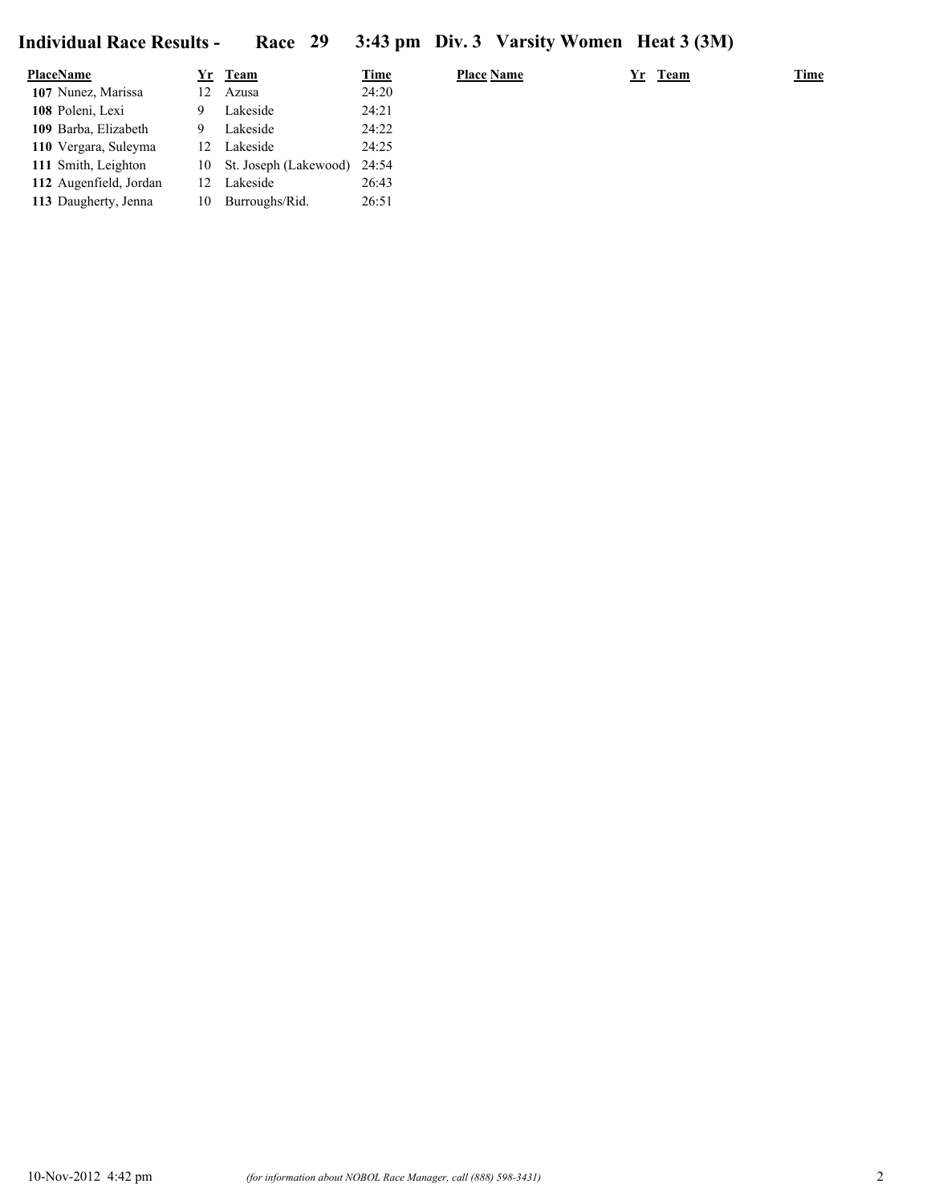# Individual Race Results - Race 29 3:43 pm Div. 3 Varsity Women Heat 3 (3M)

| Place | Name | Yr | Team | Time |
|---|---|---|---|---|
| 107 | Nunez, Marissa | 12 | Azusa | 24:20 |
| 108 | Poleni, Lexi | 9 | Lakeside | 24:21 |
| 109 | Barba, Elizabeth | 9 | Lakeside | 24:22 |
| 110 | Vergara, Suleyma | 12 | Lakeside | 24:25 |
| 111 | Smith, Leighton | 10 | St. Joseph (Lakewood) | 24:54 |
| 112 | Augenfield, Jordan | 12 | Lakeside | 26:43 |
| 113 | Daugherty, Jenna | 10 | Burroughs/Rid. | 26:51 |

10-Nov-2012 4:42 pm *(for information about NOBOL Race Manager, call (888) 598-3431)*